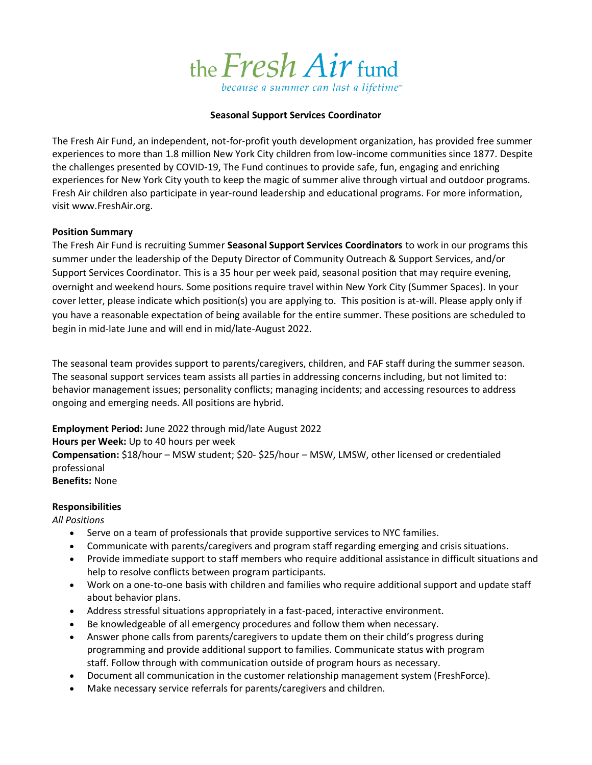# the Fresh Air fund

*because a summer can last a lifetime™*

**Seasonal Support Services Coordinator**

The Fresh Air Fund, an independent, not-for-profit youth development organization, has provided free summer experiences to more than 1.8 million New York City children from low-income communities since 1877. Despite the challenges presented by COVID-19, The Fund continues to provide safe, fun, engaging and enriching experiences for New York City youth to keep the magic of summer alive through virtual and outdoor programs. Fresh Air children also participate in year-round leadership and educational programs. For more information, visit www.FreshAir.org.

**Position Summary**

The Fresh Air Fund is recruiting Summer **Seasonal Support Services Coordinators** to work in our programs this summer under the leadership of the Deputy Director of Community Outreach & Support Services, and/or Support Services Coordinator. This is a 35 hour per week paid, seasonal position that may require evening, overnight and weekend hours. Some positions require travel within New York City (Summer Spaces). In your cover letter, please indicate which position(s) you are applying to. This position is at-will. Please apply only if you have a reasonable expectation of being available for the entire summer. These positions are scheduled to begin in mid-late June and will end in mid/late-August 2022.

The seasonal team provides support to parents/caregivers, children, and FAF staff during the summer season. The seasonal support services team assists all parties in addressing concerns including, but not limited to: behavior management issues; personality conflicts; managing incidents; and accessing resources to address ongoing and emerging needs. All positions are hybrid.

**Employment Period:** June 2022 through mid/late August 2022
**Hours per Week:** Up to 40 hours per week
**Compensation:** $18/hour – MSW student; $20- $25/hour – MSW, LMSW, other licensed or credentialed professional
**Benefits:** None

**Responsibilities**

*All Positions*

- Serve on a team of professionals that provide supportive services to NYC families.
- Communicate with parents/caregivers and program staff regarding emerging and crisis situations.
- Provide immediate support to staff members who require additional assistance in difficult situations and help to resolve conflicts between program participants.
- Work on a one-to-one basis with children and families who require additional support and update staff about behavior plans.
- Address stressful situations appropriately in a fast-paced, interactive environment.
- Be knowledgeable of all emergency procedures and follow them when necessary.
- Answer phone calls from parents/caregivers to update them on their child's progress during programming and provide additional support to families. Communicate status with program staff. Follow through with communication outside of program hours as necessary.
- Document all communication in the customer relationship management system (FreshForce).
- Make necessary service referrals for parents/caregivers and children.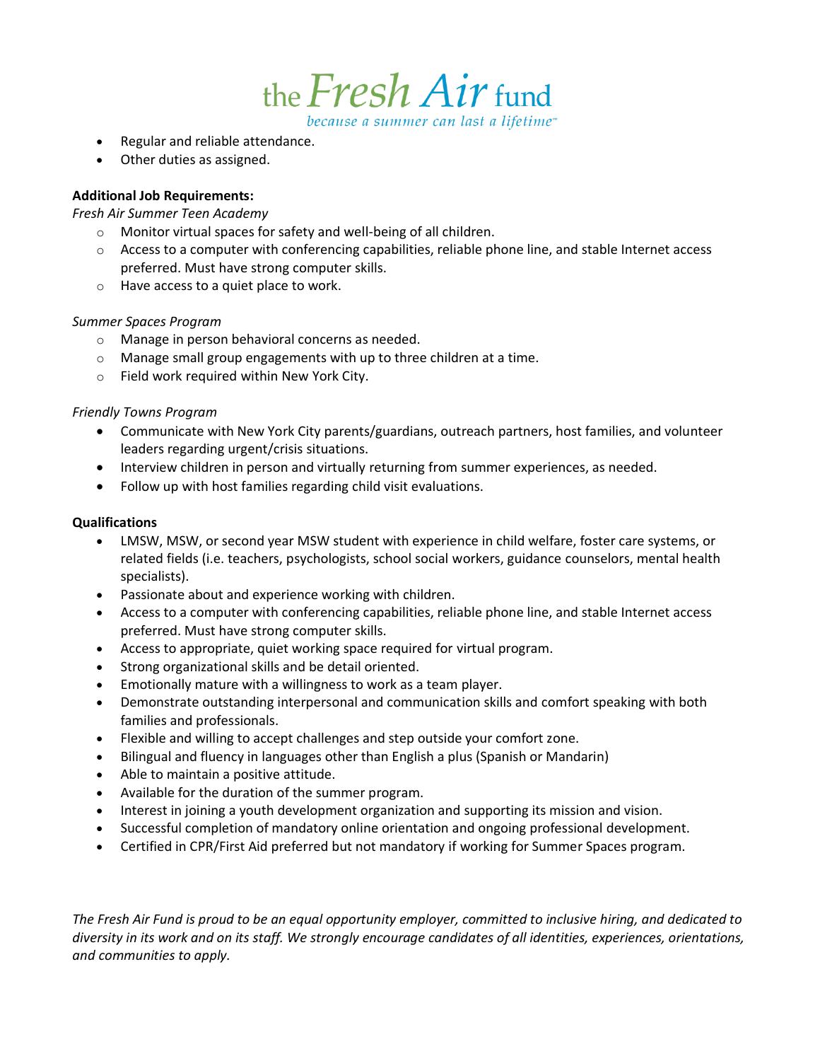- Regular and reliable attendance.
- Other duties as assigned.

**Additional Job Requirements:**

*Fresh Air Summer Teen Academy*

- Monitor virtual spaces for safety and well-being of all children.
- Access to a computer with conferencing capabilities, reliable phone line, and stable Internet access preferred. Must have strong computer skills.
- Have access to a quiet place to work.

*Summer Spaces Program*

- Manage in person behavioral concerns as needed.
- Manage small group engagements with up to three children at a time.
- Field work required within New York City.

*Friendly Towns Program*

- Communicate with New York City parents/guardians, outreach partners, host families, and volunteer leaders regarding urgent/crisis situations.
- Interview children in person and virtually returning from summer experiences, as needed.
- Follow up with host families regarding child visit evaluations.

**Qualifications**

- LMSW, MSW, or second year MSW student with experience in child welfare, foster care systems, or related fields (i.e. teachers, psychologists, school social workers, guidance counselors, mental health specialists).
- Passionate about and experience working with children.
- Access to a computer with conferencing capabilities, reliable phone line, and stable Internet access preferred. Must have strong computer skills.
- Access to appropriate, quiet working space required for virtual program.
- Strong organizational skills and be detail oriented.
- Emotionally mature with a willingness to work as a team player.
- Demonstrate outstanding interpersonal and communication skills and comfort speaking with both families and professionals.
- Flexible and willing to accept challenges and step outside your comfort zone.
- Bilingual and fluency in languages other than English a plus (Spanish or Mandarin)
- Able to maintain a positive attitude.
- Available for the duration of the summer program.
- Interest in joining a youth development organization and supporting its mission and vision.
- Successful completion of mandatory online orientation and ongoing professional development.
- Certified in CPR/First Aid preferred but not mandatory if working for Summer Spaces program.

*The Fresh Air Fund is proud to be an equal opportunity employer, committed to inclusive hiring, and dedicated to diversity in its work and on its staff. We strongly encourage candidates of all identities, experiences, orientations, and communities to apply.*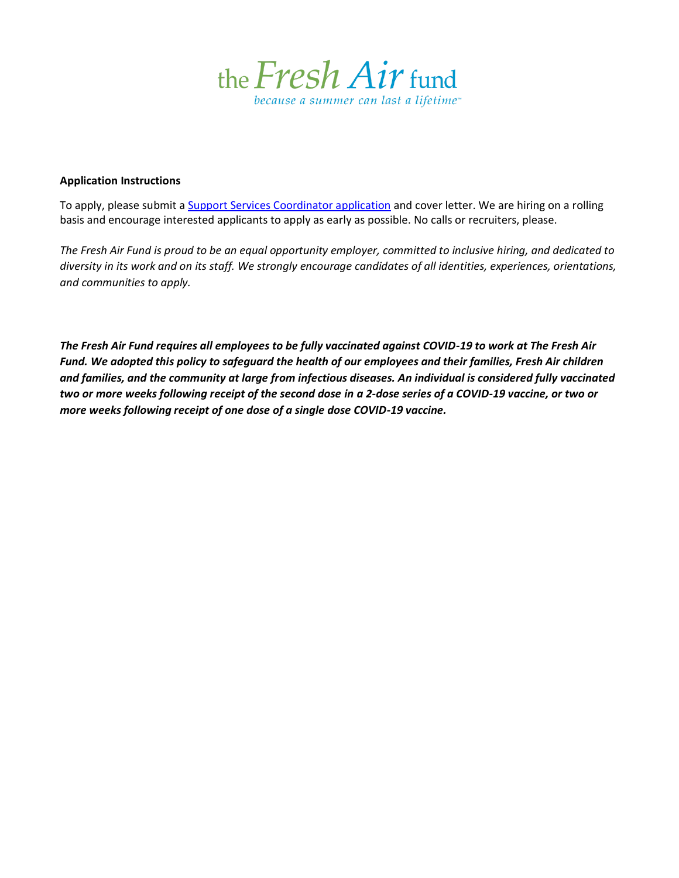the Fresh Air fund

*because a summer can last a lifetime™*

**Application Instructions**

To apply, please submit a [Support Services Coordinator application]() and cover letter. We are hiring on a rolling basis and encourage interested applicants to apply as early as possible. No calls or recruiters, please.

*The Fresh Air Fund is proud to be an equal opportunity employer, committed to inclusive hiring, and dedicated to diversity in its work and on its staff. We strongly encourage candidates of all identities, experiences, orientations, and communities to apply.*

***The Fresh Air Fund requires all employees to be fully vaccinated against COVID-19 to work at The Fresh Air Fund. We adopted this policy to safeguard the health of our employees and their families, Fresh Air children and families, and the community at large from infectious diseases. An individual is considered fully vaccinated two or more weeks following receipt of the second dose in a 2-dose series of a COVID-19 vaccine, or two or more weeks following receipt of one dose of a single dose COVID-19 vaccine.***